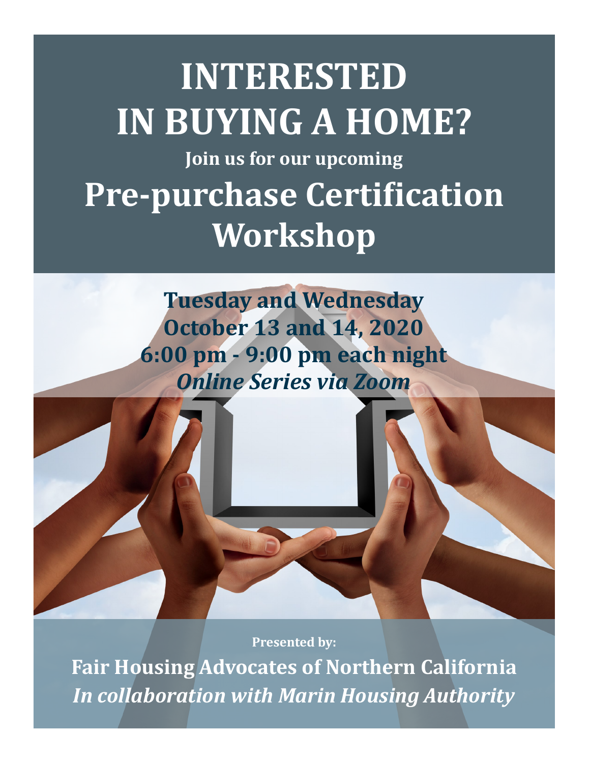# INTERESTED IN BUYING A HOME?

**Join us for our upcoming**

# Pre-purchase Certification Workshop

**Tuesday and Wednesday**
**October 13 and 14, 2020**
**6:00 pm - 9:00 pm each night**
***Online Series via Zoom***

**Presented by:**

**Fair Housing Advocates of Northern California**
***In collaboration with Marin Housing Authority***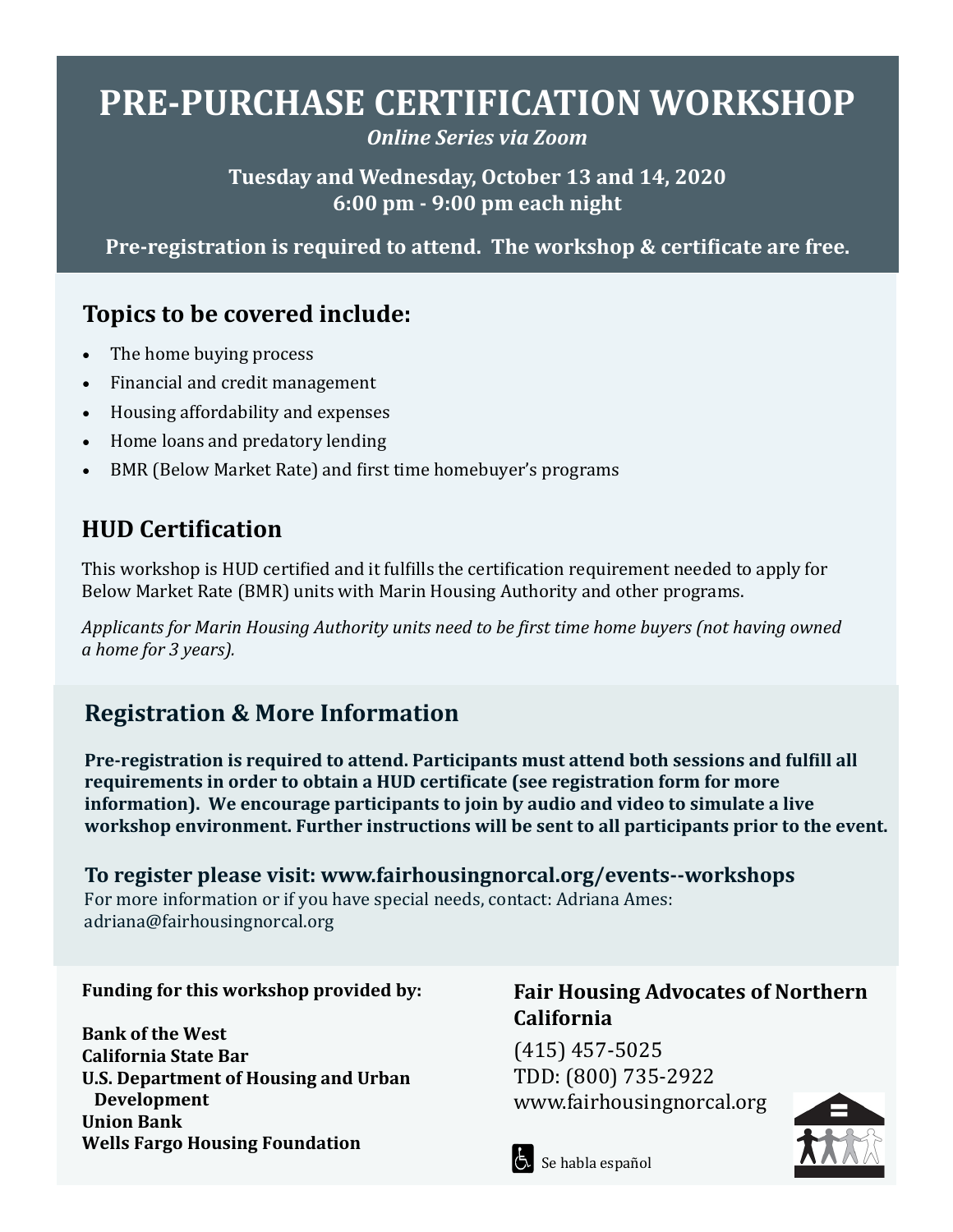# PRE-PURCHASE CERTIFICATION WORKSHOP

*Online Series via Zoom*

**Tuesday and Wednesday, October 13 and 14, 2020**
**6:00 pm - 9:00 pm each night**

**Pre-registration is required to attend. The workshop & certificate are free.**

## Topics to be covered include:

- The home buying process
- Financial and credit management
- Housing affordability and expenses
- Home loans and predatory lending
- BMR (Below Market Rate) and first time homebuyer's programs

## HUD Certification

This workshop is HUD certified and it fulfills the certification requirement needed to apply for Below Market Rate (BMR) units with Marin Housing Authority and other programs.

*Applicants for Marin Housing Authority units need to be first time home buyers (not having owned a home for 3 years).*

## Registration & More Information

**Pre-registration is required to attend. Participants must attend both sessions and fulfill all requirements in order to obtain a HUD certificate (see registration form for more information). We encourage participants to join by audio and video to simulate a live workshop environment. Further instructions will be sent to all participants prior to the event.**

**To register please visit: www.fairhousingnorcal.org/events--workshops**
For more information or if you have special needs, contact: Adriana Ames: adriana@fairhousingnorcal.org

**Funding for this workshop provided by:**

**Bank of the West**
**California State Bar**
**U.S. Department of Housing and Urban Development**
**Union Bank**
**Wells Fargo Housing Foundation**

**Fair Housing Advocates of Northern California**
(415) 457-5025
TDD: (800) 735-2922
www.fairhousingnorcal.org

Se habla español